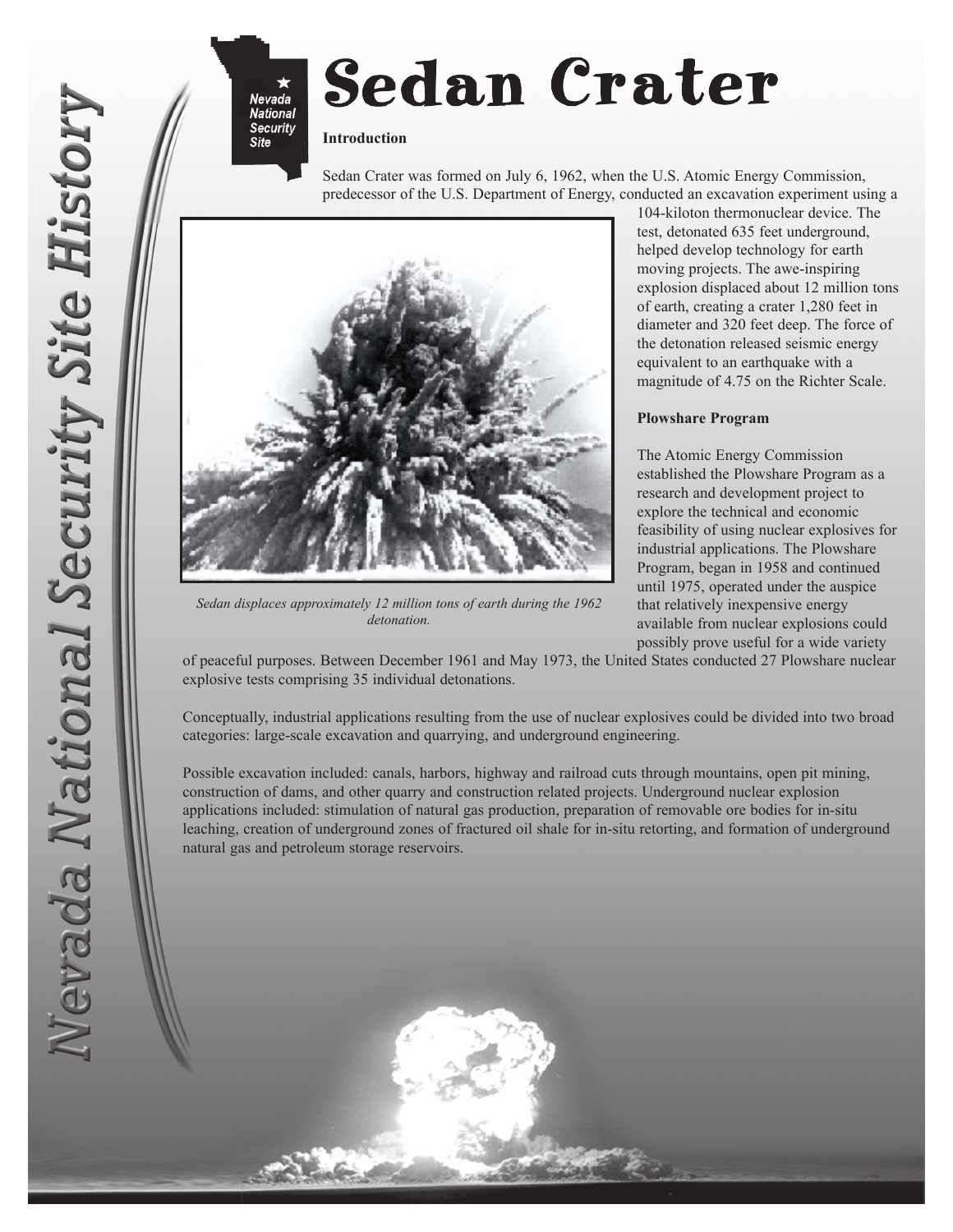# Sedan Crater

**Introduction**

Sedan Crater was formed on July 6, 1962, when the U.S. Atomic Energy Commission, predecessor of the U.S. Department of Energy, conducted an excavation experiment using a 104-kiloton thermonuclear device. The test, detonated 635 feet underground, helped develop technology for earth moving projects. The awe-inspiring explosion displaced about 12 million tons of earth, creating a crater 1,280 feet in diameter and 320 feet deep. The force of the detonation released seismic energy equivalent to an earthquake with a magnitude of 4.75 on the Richter Scale.

*Sedan displaces approximately 12 million tons of earth during the 1962 detonation.*

**Plowshare Program**

The Atomic Energy Commission established the Plowshare Program as a research and development project to explore the technical and economic feasibility of using nuclear explosives for industrial applications. The Plowshare Program, began in 1958 and continued until 1975, operated under the auspice that relatively inexpensive energy available from nuclear explosions could possibly prove useful for a wide variety of peaceful purposes. Between December 1961 and May 1973, the United States conducted 27 Plowshare nuclear explosive tests comprising 35 individual detonations.

Conceptually, industrial applications resulting from the use of nuclear explosives could be divided into two broad categories: large-scale excavation and quarrying, and underground engineering.

Possible excavation included: canals, harbors, highway and railroad cuts through mountains, open pit mining, construction of dams, and other quarry and construction related projects. Underground nuclear explosion applications included: stimulation of natural gas production, preparation of removable ore bodies for in-situ leaching, creation of underground zones of fractured oil shale for in-situ retorting, and formation of underground natural gas and petroleum storage reservoirs.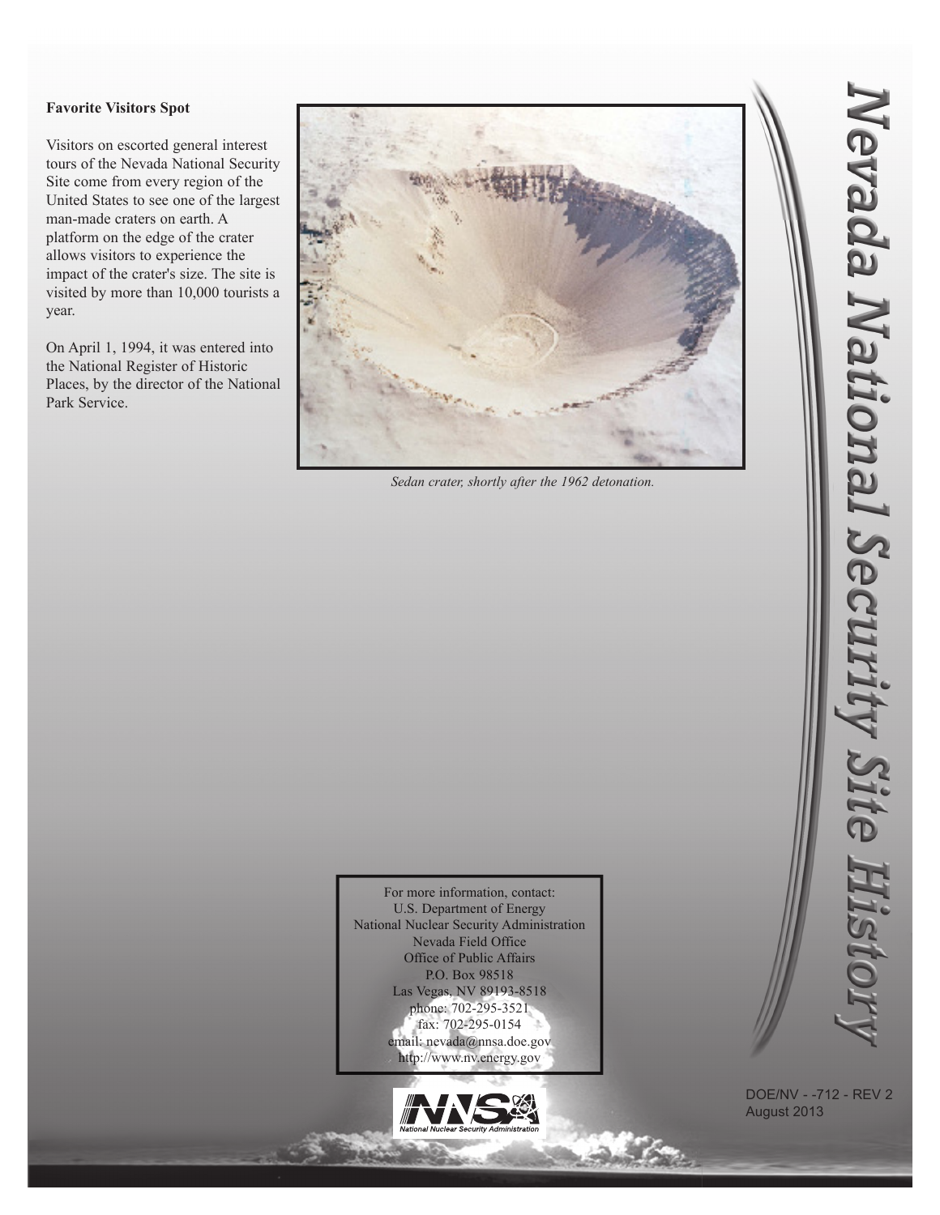**Favorite Visitors Spot**

Visitors on escorted general interest tours of the Nevada National Security Site come from every region of the United States to see one of the largest man-made craters on earth. A platform on the edge of the crater allows visitors to experience the impact of the crater's size. The site is visited by more than 10,000 tourists a year.

On April 1, 1994, it was entered into the National Register of Historic Places, by the director of the National Park Service.

*Sedan crater, shortly after the 1962 detonation.*

# Nevada National Security Site History

For more information, contact:
U.S. Department of Energy
National Nuclear Security Administration
Nevada Field Office
Office of Public Affairs
P.O. Box 98518
Las Vegas, NV 89193-8518
phone: 702-295-3521
fax: 702-295-0154
email: nevada@nnsa.doe.gov
http://www.nv.energy.gov

NNSA
National Nuclear Security Administration

DOE/NV - -712 - REV 2
August 2013